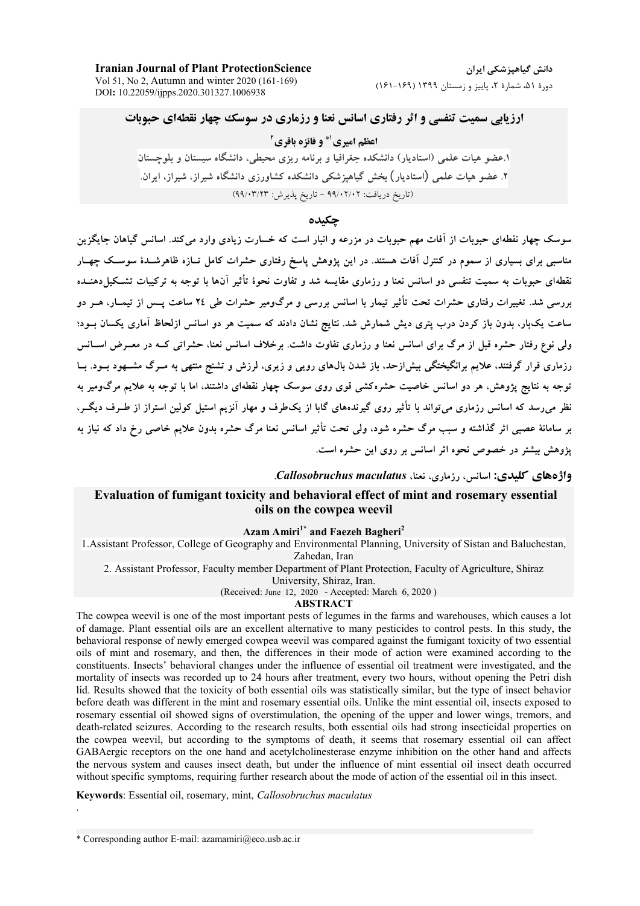# ارزیابی سمیت تنفسی و اثر رفتاری اسانس نعنا و رزماری در سوسک چهار نقطه‌ای حبوبات

**اعظم امیری[1*] و فائزه باقری[2]**

۱.عضو هیات علمی (استادیار) دانشکده جغرافیا و برنامه ریزی محیطی، دانشگاه سیستان و بلوچستان

۲. عضو هیات علمی (استادیار) بخش گیاهپزشکی دانشکده کشاورزی دانشگاه شیراز، شیراز، ایران.

(تاریخ دریافت: ۹۹/۰۲/۰۲ – تاریخ پذیرش: ۹۹/۰۳/۲۳)

## چکیده

سوسک چهار نقطه‌ای حبوبات از آفات مهم حبوبات در مزرعه و انبار است که خسارت زیادی وارد می‌کند. اسانس گیاهان جایگزین مناسبی برای بسیاری از سموم در کنترل آفات هستند. در این پژوهش پاسخ رفتاری حشرات کامل تازه ظاهرشدهٔ سوسک چهار نقطه‌ای حبوبات به سمیت تنفسی دو اسانس نعنا و رزماری مقایسه شد و تفاوت نحوهٔ تأثیر آن‌ها با توجه به ترکیبات تشکیل‌دهنده بررسی شد. تغییرات رفتاری حشرات تحت تأثیر تیمار با اسانس بررسی و مرگ‌ومیر حشرات طی ۲۴ ساعت پس از تیمار، هر دو ساعت یک‌بار، بدون باز کردن درب پتری دیش شمارش شد. نتایج نشان دادند که سمیت هر دو اسانس ازلحاظ آماری یکسان بود؛ ولی نوع رفتار حشره قبل از مرگ برای اسانس نعنا و رزماری تفاوت داشت. برخلاف اسانس نعنا، حشراتی که در معرض اسانس رزماری قرار گرفتند، علایم برانگیختگی بیش‌ازحد، باز شدن بال‌های رویی و زیری، لرزش و تشنج منتهی به مرگ مشهود بود. با توجه به نتایج پژوهش، هر دو اسانس خاصیت حشره‌کشی قوی روی سوسک چهار نقطه‌ای داشتند، اما با توجه به علایم مرگ‌ومیر به نظر می‌رسد که اسانس رزماری می‌تواند با تأثیر روی گیرنده‌های گابا از یک‌طرف و مهار آنزیم استیل کولین استراز از طرف دیگر، بر سامانهٔ عصبی اثر گذاشته و سبب مرگ حشره شود، ولی تحت تأثیر اسانس نعنا مرگ حشره بدون علایم خاصی رخ داد که نیاز به پژوهش بیشتر در خصوص نحوه اثر اسانس بر روی این حشره است.

**واژه‌های کلیدی:** اسانس، رزماری، نعنا، *Callosobruchus maculatus*.

# Evaluation of fumigant toxicity and behavioral effect of mint and rosemary essential oils on the cowpea weevil

**Azam Amiri[1*] and Faezeh Bagheri[2]**

1.Assistant Professor, College of Geography and Environmental Planning, University of Sistan and Baluchestan, Zahedan, Iran

2. Assistant Professor, Faculty member Department of Plant Protection, Faculty of Agriculture, Shiraz University, Shiraz, Iran.

(Received: June 12, 2020 - Accepted: March 6, 2020 )

## ABSTRACT

The cowpea weevil is one of the most important pests of legumes in the farms and warehouses, which causes a lot of damage. Plant essential oils are an excellent alternative to many pesticides to control pests. In this study, the behavioral response of newly emerged cowpea weevil was compared against the fumigant toxicity of two essential oils of mint and rosemary, and then, the differences in their mode of action were examined according to the constituents. Insects' behavioral changes under the influence of essential oil treatment were investigated, and the mortality of insects was recorded up to 24 hours after treatment, every two hours, without opening the Petri dish lid. Results showed that the toxicity of both essential oils was statistically similar, but the type of insect behavior before death was different in the mint and rosemary essential oils. Unlike the mint essential oil, insects exposed to rosemary essential oil showed signs of overstimulation, the opening of the upper and lower wings, tremors, and death-related seizures. According to the research results, both essential oils had strong insecticidal properties on the cowpea weevil, but according to the symptoms of death, it seems that rosemary essential oil can affect GABAergic receptors on the one hand and acetylcholinesterase enzyme inhibition on the other hand and affects the nervous system and causes insect death, but under the influence of mint essential oil insect death occurred without specific symptoms, requiring further research about the mode of action of the essential oil in this insect.

**Keywords**: Essential oil, rosemary, mint, *Callosobruchus maculatus*

\* Corresponding author E-mail: azamamiri@eco.usb.ac.ir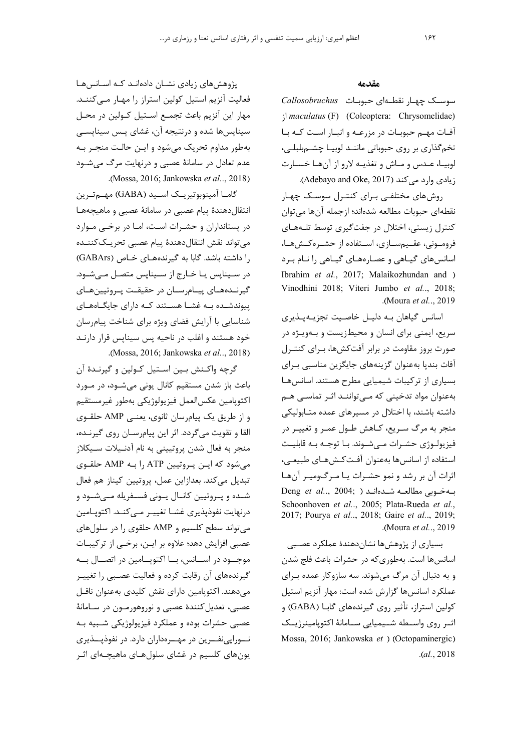## مقدمه

سوسک چهار نقطه‌ای حبوبات *Callosobruchus maculatus* (F) (Coleoptera: Chrysomelidae) از آفات مهم حبوبات در مزرعه و انبار است که با تخم‌گذاری بر روی حبوباتی مانند لوبیا چشم‌بلبلی، لوبیا، عدس و ماش و تغذیه لارو از آن‌ها خسارت زیادی وارد می‌کند (Adebayo and Oke, 2017).

روش‌های مختلفی برای کنترل سوسک چهار نقطه‌ای حبوبات مطالعه شده‌اند؛ ازجمله آن‌ها می‌توان کنترل زیستی، اختلال در جفت‌گیری توسط تله‌های فرومونی، عقیم‌سازی، استفاده از حشره‌کش‌ها، اسانس‌های گیاهی و عصاره‌های گیاهی را نام برد (Ibrahim *et al.*, 2017; Malaikozhundan and Vinodhini 2018; Viteri Jumbo *et al.*, 2018; Moura *et al.*, 2019).

اسانس گیاهان به دلیل خاصیت تجزیه‌پذیری سریع، ایمنی برای انسان و محیط‌زیست و به‌ویژه در صورت بروز مقاومت در برابر آفت‌کش‌ها، برای کنترل آفات بندپا به‌عنوان گزینه‌های جایگزین مناسبی برای بسیاری از ترکیبات شیمیایی مطرح هستند. اسانس‌ها به‌عنوان مواد تدخینی که می‌توانند اثر تماسی هم داشته باشند، با اختلال در مسیرهای عمده متابولیکی منجر به مرگ سریع، کاهش طول عمر و تغییر در فیزیولوژی حشرات می‌شوند. با توجه به قابلیت استفاده از اسانس‌ها به‌عنوان آفت‌کش‌های طبیعی، اثرات آن بر رشد و نمو حشرات یا مرگ‌ومیر آن‌ها به‌خوبی مطالعه شده‌اند (Deng *et al.*, 2004; Schoonhoven *et al.*, 2005; Plata-Rueda *et al.*, 2017; Pourya *et al.*, 2018; Gaire *et al.*, 2019; Moura *et al.*, 2019).

بسیاری از پژوهش‌ها نشان‌دهندهٔ عملکرد عصبی اسانس‌ها است. به‌طوری‌که در حشرات باعث فلج شدن و به دنبال آن مرگ می‌شوند. سه سازوکار عمده برای عملکرد اسانس‌ها گزارش شده است: مهار آنزیم استیل کولین استراز، تأثیر روی گیرنده‌های گابا (GABA) و اثر روی واسطه شیمیایی سامانهٔ اکتوپامینرژیک (Octopaminergic) (Mossa, 2016; Jankowska *et al.*, 2018).

پژوهش‌های زیادی نشان داده‌اند که اسانس‌ها فعالیت آنزیم استیل کولین استراز را مهار می‌کنند. مهار این آنزیم باعث تجمع استیل کولین در محل سیناپس‌ها شده و درنتیجه آن، غشای پس سیناپسی به‌طور مداوم تحریک می‌شود و این حالت منجر به عدم تعادل در سامانهٔ عصبی و درنهایت مرگ می‌شود (Mossa, 2016; Jankowska *et al.*, 2018).

گاما آمینوبوتیریک اسید (GABA) مهم‌ترین انتقال‌دهندهٔ پیام عصبی در سامانهٔ عصبی و ماهیچه‌ها در پستانداران و حشرات است، اما در برخی موارد می‌تواند نقش انتقال‌دهندهٔ پیام عصبی تحریک‌کننده را داشته باشد. گابا به گیرنده‌های خاص (GABArs) در سیناپس یا خارج از سیناپس متصل می‌شود. گیرنده‌های پیام‌رسان در حقیقت پروتیین‌های پیوندشده به غشا هستند که دارای جایگاه‌های شناسایی با آرایش فضای ویژه برای شناخت پیام‌رسان خود هستند و اغلب در ناحیه پس سیناپس قرار دارند (Mossa, 2016; Jankowska *et al.*, 2018).

گرچه واکنش بین استیل کولین و گیرندهٔ آن باعث باز شدن مستقیم کانال یونی می‌شود، در مورد اکتوپامین عکس‌العمل فیزیولوژیکی به‌طور غیرمستقیم و از طریق یک پیام‌رسان ثانوی، یعنی AMP حلقوی القا و تقویت می‌گردد. اثر این پیام‌رسان روی گیرنده، منجر به فعال شدن پروتیینی به نام آدنیلات سیکلاز می‌شود که این پروتیین ATP را به AMP حلقوی تبدیل می‌کند. بعدازاین عمل، پروتیین کیناز هم فعال شده و پروتیین کانال یونی فسفریله می‌شود و درنهایت نفوذپذیری غشا تغییر می‌کند. اکتوپامین می‌تواند سطح کلسیم و AMP حلقوی را در سلول‌های عصبی افزایش دهد؛ علاوه بر این، برخی از ترکیبات موجود در اسانس، با اکتوپامین در اتصال به گیرنده‌های آن رقابت کرده و فعالیت عصبی را تغییر می‌دهند. اکتوپامین دارای نقش کلیدی به‌عنوان ناقل عصبی، تعدیل‌کنندهٔ عصبی و نوروهورمون در سامانهٔ عصبی حشرات بوده و عملکرد فیزیولوژیکی شبیه به نوراپی‌نفرین در مهره‌داران دارد. در نفوذپذیری یون‌های کلسیم در غشای سلول‌های ماهیچه‌ای اثر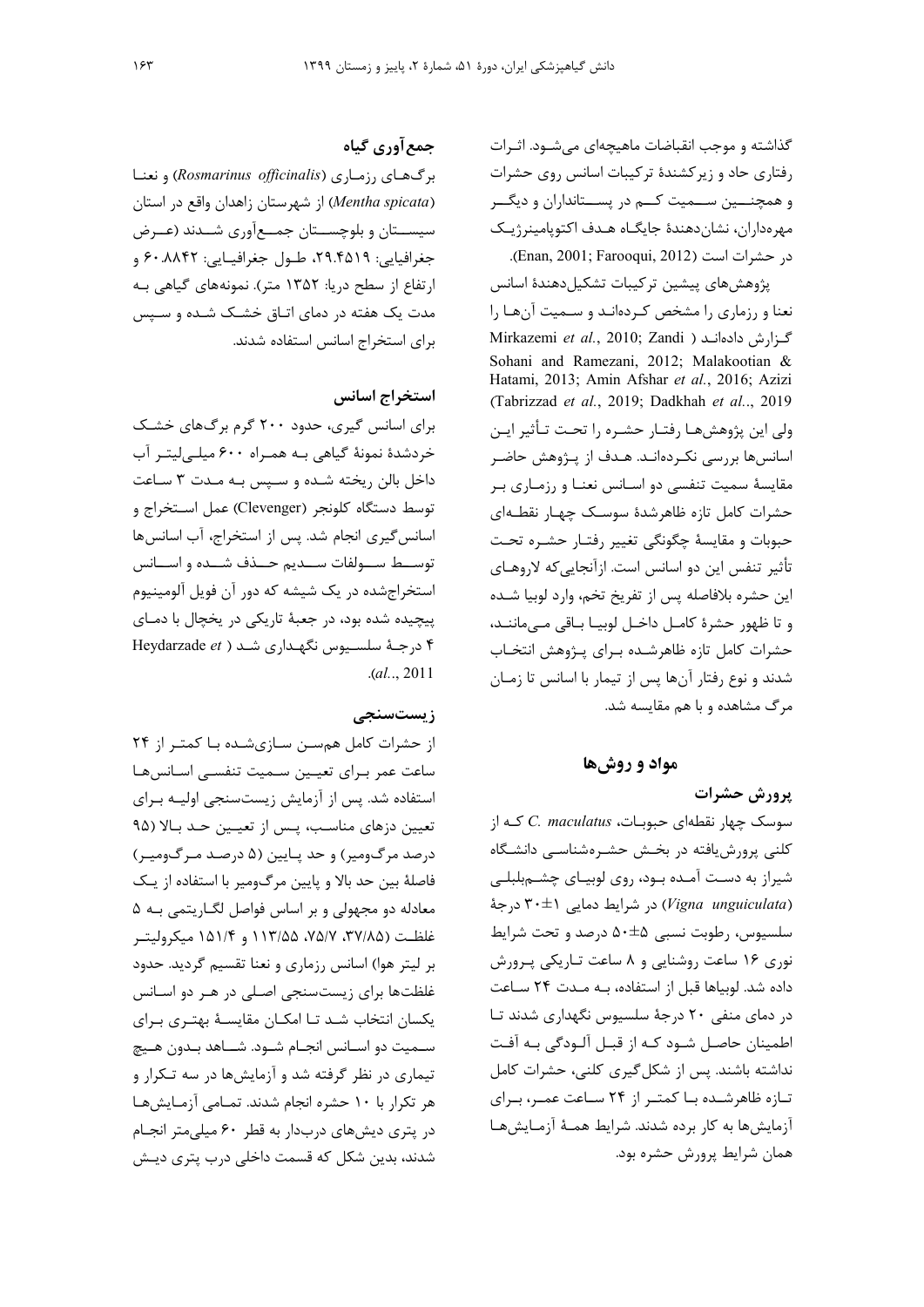گذاشته و موجب انقباضات ماهیچه‌ای می‌شود. اثرات رفتاری حاد و زیرکشندهٔ ترکیبات اسانس روی حشرات و همچنین سمیت کم در پستانداران و دیگر مهره‌داران، نشان‌دهندهٔ جایگاه هدف اکتوپامینرژیک در حشرات است (Enan, 2001; Farooqui, 2012).

پژوهش‌های پیشین ترکیبات تشکیل‌دهندهٔ اسانس نعنا و رزماری را مشخص کرده‌اند و سمیت آن‌ها را گزارش داده‌اند (Mirkazemi *et al.*, 2010; Zandi Sohani and Ramezani, 2012; Malakootian & Hatami, 2013; Amin Afshar *et al.*, 2016; Azizi Tabrizzad *et al.*, 2019; Dadkhah *et al.*., 2019) ولی این پژوهش‌ها رفتار حشره را تحت تأثیر این اسانس‌ها بررسی نکرده‌اند. هدف از پژوهش حاضر مقایسهٔ سمیت تنفسی دو اسانس نعنا و رزماری بر حشرات کامل تازه ظاهرشدهٔ سوسک چهار نقطه‌ای حبوبات و مقایسهٔ چگونگی تغییر رفتار حشره تحت تأثیر تنفس این دو اسانس است. ازآنجایی‌که لاروهای این حشره بلافاصله پس از تفریخ تخم، وارد لوبیا شده و تا ظهور حشرهٔ کامل داخل لوبیا باقی می‌مانند، حشرات کامل تازه ظاهرشده برای پژوهش انتخاب شدند و نوع رفتار آن‌ها پس از تیمار با اسانس تا زمان مرگ مشاهده و با هم مقایسه شد.

## مواد و روش‌ها

### پرورش حشرات

سوسک چهار نقطه‌ای حبوبات، *C. maculatus* که از کلنی پرورش‌یافته در بخش حشره‌شناسی دانشگاه شیراز به دست آمده بود، روی لوبیای چشم‌بلبلی (*Vigna unguiculata*) در شرایط دمایی ۱±۳۰ درجهٔ سلسیوس، رطوبت نسبی ۵±۵۰ درصد و تحت شرایط نوری ۱۶ ساعت روشنایی و ۸ ساعت تاریکی پرورش داده شد. لوبیاها قبل از استفاده، به مدت ۲۴ ساعت در دمای منفی ۲۰ درجهٔ سلسیوس نگهداری شدند تا اطمینان حاصل شود که از قبل آلودگی به آفت نداشته باشند. پس از شکل‌گیری کلنی، حشرات کامل تازه ظاهرشده با کمتر از ۲۴ ساعت عمر، برای آزمایش‌ها به کار برده شدند. شرایط همهٔ آزمایش‌ها همان شرایط پرورش حشره بود.

### جمع‌آوری گیاه

برگ‌های رزماری (*Rosmarinus officinalis*) و نعنا (*Mentha spicata*) از شهرستان زاهدان واقع در استان سیستان و بلوچستان جمع‌آوری شدند (عرض جغرافیایی: ۲۹.۴۵۱۹، طول جغرافیایی: ۶۰.۸۸۴۲ و ارتفاع از سطح دریا: ۱۳۵۲ متر). نمونه‌های گیاهی به مدت یک هفته در دمای اتاق خشک شده و سپس برای استخراج اسانس استفاده شدند.

### استخراج اسانس

برای اسانس گیری، حدود ۲۰۰ گرم برگ‌های خشک خردشدهٔ نمونهٔ گیاهی به همراه ۶۰۰ میلی‌لیتر آب داخل بالن ریخته شده و سپس به مدت ۳ ساعت توسط دستگاه کلونجر (Clevenger) عمل استخراج و اسانس‌گیری انجام شد. پس از استخراج، آب اسانس‌ها توسط سولفات سدیم حذف شده و اسانس استخراج‌شده در یک شیشه که دور آن فویل آلومینیوم پیچیده شده بود، در جعبهٔ تاریکی در یخچال با دمای ۴ درجهٔ سلسیوس نگهداری شد (Heydarzade *et al.*., 2011).

### زیست‌سنجی

از حشرات کامل هم‌سن سازی‌شده با کمتر از ۲۴ ساعت عمر برای تعیین سمیت تنفسی اسانس‌ها استفاده شد. پس از آزمایش زیست‌سنجی اولیه برای تعیین دزهای مناسب، پس از تعیین حد بالا (۹۵ درصد مرگ‌ومیر) و حد پایین (۵ درصد مرگ‌ومیر) فاصلهٔ بین حد بالا و پایین مرگ‌ومیر با استفاده از یک معادله دو مجهولی و بر اساس فواصل لگاریتمی به ۵ غلظت (۳۷/۸۵، ۷۵/۷، ۱۱۳/۵۵ و ۱۵۱/۴ میکرولیتر بر لیتر هوا) اسانس رزماری و نعنا تقسیم گردید. حدود غلظت‌ها برای زیست‌سنجی اصلی در هر دو اسانس یکسان انتخاب شد تا امکان مقایسهٔ بهتری برای سمیت دو اسانس انجام شود. شاهد بدون هیچ تیماری در نظر گرفته شد و آزمایش‌ها در سه تکرار و هر تکرار با ۱۰ حشره انجام شدند. تمامی آزمایش‌ها در پتری دیش‌های دربدار به قطر ۶۰ میلی‌متر انجام شدند، بدین شکل که قسمت داخلی درب پتری دیش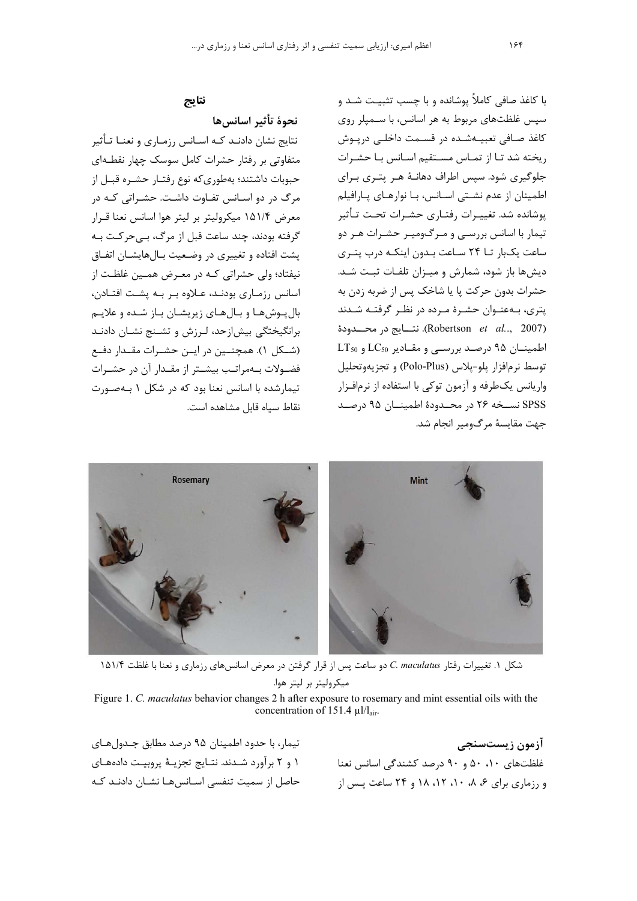با کاغذ صافی کاملاً پوشانده و با چسب تثبیت شد و سپس غلظت‌های مربوط به هر اسانس، با سمپلر روی کاغذ صافی تعبیه‌شده در قسمت داخلی درپوش ریخته شد تا از تماس مستقیم اسانس با حشرات جلوگیری شود. سپس اطراف دهانهٔ هر پتری برای اطمینان از عدم نشتی اسانس، با نوارهای پارافیلم پوشانده شد. تغییرات رفتاری حشرات تحت تأثیر تیمار با اسانس بررسی و مرگ‌ومیر حشرات هر دو ساعت یک‌بار تا ۲۴ ساعت بدون اینکه درب پتری دیش‌ها باز شود، شمارش و میزان تلفات ثبت شد. حشرات بدون حرکت پا یا شاخک پس از ضربه زدن به پتری، به‌عنوان حشرهٔ مرده در نظر گرفته شدند (Robertson *et al.*, 2007). نتایج در محدودهٔ اطمینان ۹۵ درصد بررسی و مقادیر $LC_{50}$ و $LT_{50}$ توسط نرم‌افزار پلو-پلاس (Polo-Plus) و تجزیه‌وتحلیل واریانس یک‌طرفه و آزمون توکی با استفاده از نرم‌افزار SPSS نسخه ۲۶ در محدودهٔ اطمینان ۹۵ درصد جهت مقایسهٔ مرگ‌ومیر انجام شد.

## نتایج

### نحوهٔ تأثیر اسانس‌ها

نتایج نشان دادند که اسانس رزماری و نعنا تأثیر متفاوتی بر رفتار حشرات کامل سوسک چهار نقطه‌ای حبوبات داشتند؛ به‌طوری‌که نوع رفتار حشره قبل از مرگ در دو اسانس تفاوت داشت. حشراتی که در معرض ۱۵۱/۴ میکرولیتر بر لیتر هوا اسانس نعنا قرار گرفته بودند، چند ساعت قبل از مرگ، بی‌حرکت به پشت افتاده و تغییری در وضعیت بال‌هایشان اتفاق نیفتاد؛ ولی حشراتی که در معرض همین غلظت از اسانس رزماری بودند، علاوه بر به پشت افتادن، بال‌پوش‌ها و بال‌های زیریشان باز شده و علایم برانگیختگی بیش‌ازحد، لرزش و تشنج نشان دادند (شکل ۱). همچنین در این حشرات مقدار دفع فضولات به‌مراتب بیشتر از مقدار آن در حشرات تیمارشده با اسانس نعنا بود که در شکل ۱ به‌صورت نقاط سیاه قابل مشاهده است.

شکل ۱. تغییرات رفتار *C. maculatus* دو ساعت پس از قرار گرفتن در معرض اسانس‌های رزماری و نعنا با غلظت ۱۵۱/۴ میکرولیتر بر لیتر هوا.

Figure 1. *C. maculatus* behavior changes 2 h after exposure to rosemary and mint essential oils with the concentration of 151.4 $\mu l/l_{air}$.

### آزمون زیست‌سنجی

غلظت‌های ۱۰، ۵۰ و ۹۰ درصد کشندگی اسانس نعنا و رزماری برای ۶، ۸، ۱۰، ۱۲، ۱۸ و ۲۴ ساعت پس از تیمار، با حدود اطمینان ۹۵ درصد مطابق جدول‌های ۱ و ۲ برآورد شدند. نتایج تجزیهٔ پروبیت داده‌های حاصل از سمیت تنفسی اسانس‌ها نشان دادند که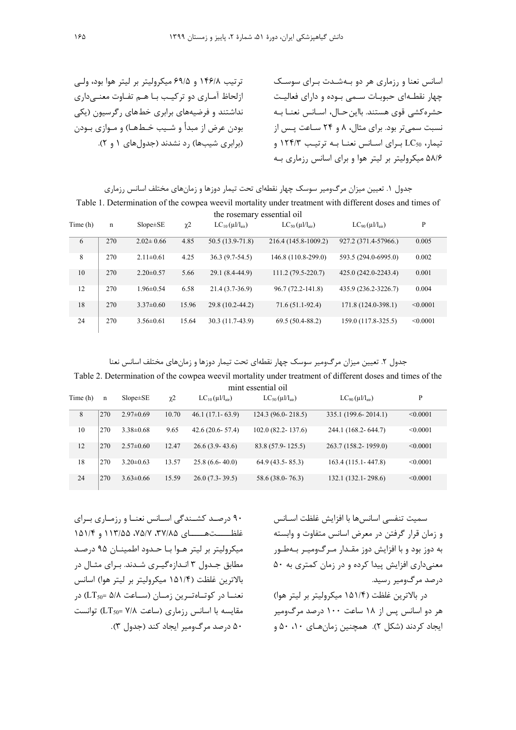اسانس نعنا و رزماری هر دو به‌شدت برای سوسک چهار نقطه‌ای حبوبات سمی بوده و دارای فعالیت حشره‌کشی قوی هستند. بااین‌حال، اسانس نعنا به نسبت سمی‌تر بود. برای مثال، ۸ و ۲۴ ساعت پس از تیمار، $LC_{50}$ برای اسانس نعنا به ترتیب ۱۲۴/۳ و ۵۸/۶ میکرولیتر بر لیتر هوا و برای اسانس رزماری به ترتیب ۱۴۶/۸ و ۶۹/۵ میکرولیتر بر لیتر هوا بود، ولی ازلحاظ آماری دو ترکیب با هم تفاوت معنی‌داری نداشتند و فرضیه‌های برابری خط‌های رگرسیون (یکی بودن عرض از مبدأ و شیب خط‌ها) و موازی بودن (برابری شیب‌ها) رد نشدند (جدول‌های ۱ و ۲).

جدول ۱. تعیین میزان مرگ‌ومیر سوسک چهار نقطه‌ای تحت تیمار دوزها و زمان‌های مختلف اسانس رزماری

Table 1. Determination of the cowpea weevil mortality under treatment with different doses and times of the rosemary essential oil

| Time (h) | n | Slope±SE | $\chi 2$ | $LC_{10}$ ($\mu l/l_{air}$) | $LC_{50}$ ($\mu l/l_{air}$) | $LC_{90}$ ($\mu l/l_{air}$) | P |
|---|---|---|---|---|---|---|---|
| 6 | 270 | 2.02± 0.66 | 4.85 | 50.5 (13.9-71.8) | 216.4 (145.8-1009.2) | 927.2 (371.4-57966.) | 0.005 |
| 8 | 270 | 2.11±0.61 | 4.25 | 36.3 (9.7-54.5) | 146.8 (110.8-299.0) | 593.5 (294.0-6995.0) | 0.002 |
| 10 | 270 | 2.20±0.57 | 5.66 | 29.1 (8.4-44.9) | 111.2 (79.5-220.7) | 425.0 (242.0-2243.4) | 0.001 |
| 12 | 270 | 1.96±0.54 | 6.58 | 21.4 (3.7-36.9) | 96.7 (72.2-141.8) | 435.9 (236.2-3226.7) | 0.004 |
| 18 | 270 | 3.37±0.60 | 15.96 | 29.8 (10.2-44.2) | 71.6 (51.1-92.4) | 171.8 (124.0-398.1) | <0.0001 |
| 24 | 270 | 3.56±0.61 | 15.64 | 30.3 (11.7-43.9) | 69.5 (50.4-88.2) | 159.0 (117.8-325.5) | <0.0001 |

جدول ۲. تعیین میزان مرگ‌ومیر سوسک چهار نقطه‌ای تحت تیمار دوزها و زمان‌های مختلف اسانس نعنا

Table 2. Determination of the cowpea weevil mortality under treatment of different doses and times of the mint essential oil

| Time (h) | n | Slope±SE | $\chi 2$ | $LC_{10}$ ($\mu l/l_{air}$) | $LC_{50}$ ($\mu l/l_{air}$) | $LC_{90}$ ($\mu l/l_{air}$) | P |
|---|---|---|---|---|---|---|---|
| 8 | 270 | 2.97±0.69 | 10.70 | 46.1 (17.1- 63.9) | 124.3 (96.0- 218.5) | 335.1 (199.6- 2014.1) | <0.0001 |
| 10 | 270 | 3.38±0.68 | 9.65 | 42.6 (20.6- 57.4) | 102.0 (82.2- 137.6) | 244.1 (168.2- 644.7) | <0.0001 |
| 12 | 270 | 2.57±0.60 | 12.47 | 26.6 (3.9- 43.6) | 83.8 (57.9- 125.5) | 263.7 (158.2- 1959.0) | <0.0001 |
| 18 | 270 | 3.20±0.63 | 13.57 | 25.8 (6.6- 40.0) | 64.9 (43.5- 85.3) | 163.4 (115.1- 447.8) | <0.0001 |
| 24 | 270 | 3.63±0.66 | 15.59 | 26.0 (7.3- 39.5) | 58.6 (38.0- 76.3) | 132.1 (132.1- 298.6) | <0.0001 |

سمیت تنفسی اسانس‌ها با افزایش غلظت اسانس و زمان قرار گرفتن در معرض اسانس متفاوت و وابسته به دوز بود و با افزایش دوز مقدار مرگ‌ومیر به‌طور معنی‌داری افزایش پیدا کرده و در زمان کمتری به ۵۰ درصد مرگ‌ومیر رسید.

در بالاترین غلظت (۱۵۱/۴ میکرولیتر بر لیتر هوا) هر دو اسانس پس از ۱۸ ساعت ۱۰۰ درصد مرگ‌ومیر ایجاد کردند (شکل ۲). همچنین زمان‌های ۱۰، ۵۰ و ۹۰ درصد کشندگی اسانس نعنا و رزماری برای غلظت‌های ۳۷/۸۵، ۷۵/۷، ۱۱۳/۵۵ و ۱۵۱/۴ میکرولیتر بر لیتر هوا با حدود اطمینان ۹۵ درصد مطابق جدول ۳ اندازه‌گیری شدند. برای مثال در بالاترین غلظت (۱۵۱/۴ میکرولیتر بر لیتر هوا) اسانس نعنا در کوتاه‌ترین زمان (ساعت ۵/۸ =$LT_{50}$) در مقایسه با اسانس رزماری (ساعت ۷/۸ =$LT_{50}$) توانست ۵۰ درصد مرگ‌ومیر ایجاد کند (جدول ۳).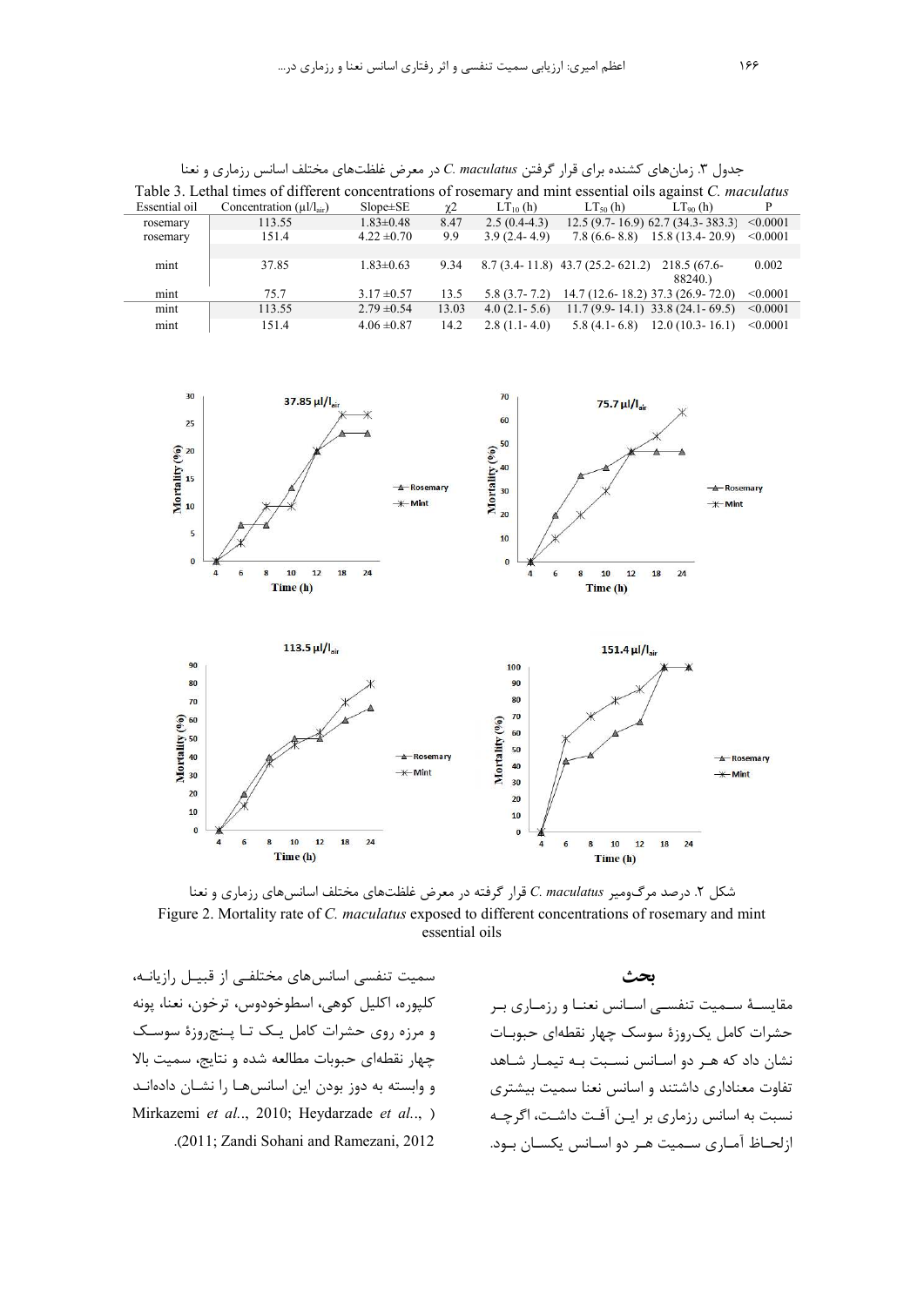جدول ۳. زمان‌های کشنده برای قرار گرفتن *C. maculatus* در معرض غلظت‌های مختلف اسانس رزماری و نعنا

Table 3. Lethal times of different concentrations of rosemary and mint essential oils against *C. maculatus*

| Essential oil | Concentration (μl/$l_{air}$) | Slope±SE | χ2 | $LT_{10}$ (h) | $LT_{50}$ (h) | $LT_{90}$ (h) | P |
|---|---|---|---|---|---|---|---|
| rosemary | 113.55 | 1.83±0.48 | 8.47 | 2.5 (0.4-4.3) | 12.5 (9.7- 16.9) | 62.7 (34.3- 383.3) | <0.0001 |
| rosemary | 151.4 | 4.22 ±0.70 | 9.9 | 3.9 (2.4- 4.9) | 7.8 (6.6- 8.8) | 15.8 (13.4- 20.9) | <0.0001 |
| mint | 37.85 | 1.83±0.63 | 9.34 | 8.7 (3.4- 11.8) | 43.7 (25.2- 621.2) | 218.5 (67.6- 88240.) | 0.002 |
| mint | 75.7 | 3.17 ±0.57 | 13.5 | 5.8 (3.7- 7.2) | 14.7 (12.6- 18.2) | 37.3 (26.9- 72.0) | <0.0001 |
| mint | 113.55 | 2.79 ±0.54 | 13.03 | 4.0 (2.1- 5.6) | 11.7 (9.9- 14.1) | 33.8 (24.1- 69.5) | <0.0001 |
| mint | 151.4 | 4.06 ±0.87 | 14.2 | 2.8 (1.1- 4.0) | 5.8 (4.1- 6.8) | 12.0 (10.3- 16.1) | <0.0001 |

شکل ۲. درصد مرگ‌ومیر *C. maculatus* قرار گرفته در معرض غلظت‌های مختلف اسانس‌های رزماری و نعنا

Figure 2. Mortality rate of *C. maculatus* exposed to different concentrations of rosemary and mint essential oils

## بحث

مقایسهٔ سمیت تنفسی اسانس نعنا و رزماری بر حشرات کامل یک‌روزهٔ سوسک چهار نقطه‌ای حبوبات نشان داد که هر دو اسانس نسبت به تیمار شاهد تفاوت معناداری داشتند و اسانس نعنا سمیت بیشتری نسبت به اسانس رزماری بر این آفت داشت، اگرچه ازلحاظ آماری سمیت هر دو اسانس یکسان بود.

سمیت تنفسی اسانس‌های مختلفی از قبیل رازیانه، کلپوره، اکلیل کوهی، اسطوخودوس، ترخون، نعنا، پونه و مرزه روی حشرات کامل یک تا پنج‌روزهٔ سوسک چهار نقطه‌ای حبوبات مطالعه شده و نتایج، سمیت بالا و وابسته به دوز بودن این اسانس‌ها را نشان داده‌اند (Mirkazemi *et al*.., 2010; Heydarzade *et al*.., 2011; Zandi Sohani and Ramezani, 2012).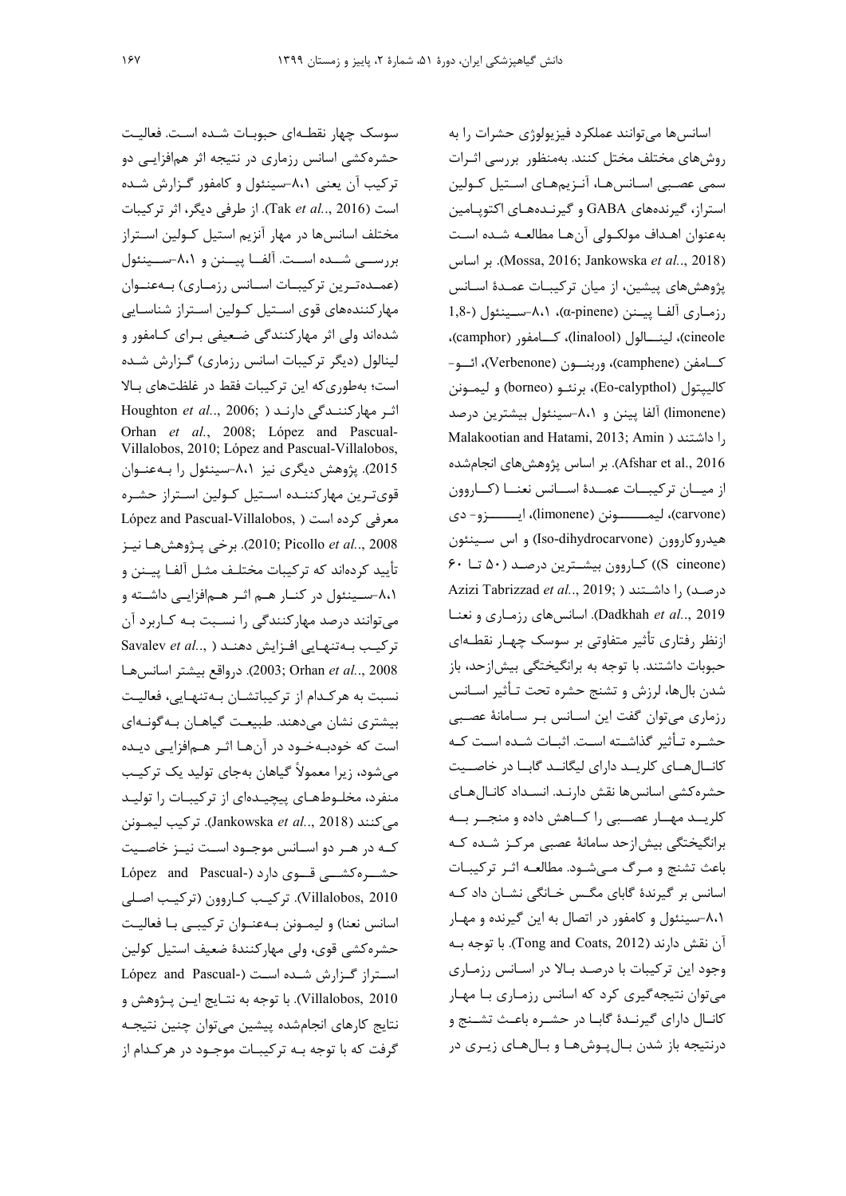اسانس‌ها می‌توانند عملکرد فیزیولوژی حشرات را به روش‌های مختلف مختل کنند. به‌منظور بررسی اثرات سمی عصبی اسانس‌ها، آنزیم‌های استیل کولین استراز، گیرنده‌های GABA و گیرنده‌های اکتوپامین به‌عنوان اهداف مولکولی آن‌ها مطالعه شده است (Mossa, 2016; Jankowska *et al*., 2018). بر اساس پژوهش‌های پیشین، از میان ترکیبات عمدهٔ اسانس رزماری آلفا پینن (α-pinene)، ۸،۱-سینئول (1,8-cineole)، لینالول (linalool)، کامفور (camphor)، کامفن (camphene)، وربنون (Verbenone)، ائو-کالیپتول (Eo-calypthol)، برنئو (borneo) و لیمونن (limonene) آلفا پینن و ۸،۱-سینئول بیشترین درصد را داشتند (Malakootian and Hatami, 2013; Amin Afshar et al., 2016). بر اساس پژوهش‌های انجام‌شده از میان ترکیبات عمدهٔ اسانس نعنا (کاروون (carvone)، لیمونن (limonene)، ایزو- دی هیدروکاروون (Iso-dihydrocarvone) و اس سینئون (S cineone)) کاروون بیشترین درصد (۵۰ تا ۶۰ درصد) را داشتند (Azizi Tabrizzad *et al*., 2019; Dadkhah *et al*., 2019). اسانس‌های رزماری و نعنا ازنظر رفتاری تأثیر متفاوتی بر سوسک چهار نقطه‌ای حبوبات داشتند. با توجه به برانگیختگی بیش‌ازحد، باز شدن بال‌ها، لرزش و تشنج حشره تحت تأثیر اسانس رزماری می‌توان گفت این اسانس بر سامانهٔ عصبی حشره تأثیر گذاشته است. اثبات شده است که کانال‌های کلرید دارای لیگاند گابا در خاصیت حشره‌کشی اسانس‌ها نقش دارند. انسداد کانال‌های کلرید مهار عصبی را کاهش داده و منجر به برانگیختگی بیش‌ازحد سامانهٔ عصبی مرکز شده که باعث تشنج و مرگ می‌شود. مطالعه اثر ترکیبات اسانس بر گیرندهٔ گابای مگس خانگی نشان داد که ۸،۱-سینئول و کامفور در اتصال به این گیرنده و مهار آن نقش دارند (Tong and Coats, 2012). با توجه به وجود این ترکیبات با درصد بالا در اسانس رزماری می‌توان نتیجه‌گیری کرد که اسانس رزماری با مهار کانال دارای گیرندهٔ گابا در حشره باعث تشنج و درنتیجه باز شدن بال‌پوش‌ها و بال‌های زیری در سوسک چهار نقطه‌ای حبوبات شده است. فعالیت حشره‌کشی اسانس رزماری در نتیجه اثر هم‌افزایی دو ترکیب آن یعنی ۸،۱-سینئول و کامفور گزارش شده است (Tak *et al*., 2016). از طرفی دیگر، اثر ترکیبات مختلف اسانس‌ها در مهار آنزیم استیل کولین استراز بررسی شده است. آلفا پینن و ۸،۱-سینئول (عمده‌ترین ترکیبات اسانس رزماری) به‌عنوان مهارکننده‌های قوی استیل کولین استراز شناسایی شده‌اند ولی اثر مهارکنندگی ضعیفی برای کامفور و لینالول (دیگر ترکیبات اسانس رزماری) گزارش شده است؛ به‌طوری‌که این ترکیبات فقط در غلظت‌های بالا اثر مهارکنندگی دارند (Houghton *et al*., 2006; Orhan *et al*., 2008; López and Pascual-Villalobos, 2010; López and Pascual-Villalobos, 2015). پژوهش دیگری نیز ۸،۱-سینئول را به‌عنوان قوی‌ترین مهارکننده استیل کولین استراز حشره معرفی کرده است (López and Pascual-Villalobos, 2010; Picollo *et al*., 2008). برخی پژوهش‌ها نیز تأیید کرده‌اند که ترکیبات مختلف مثل آلفا پینن و ۸،۱-سینئول در کنار هم اثر هم‌افزایی داشته و می‌توانند درصد مهارکنندگی را نسبت به کاربرد آن ترکیب به‌تنهایی افزایش دهند (Savalev *et al*., 2003; Orhan *et al*., 2008). درواقع بیشتر اسانس‌ها نسبت به هرکدام از ترکیباتشان به‌تنهایی، فعالیت بیشتری نشان می‌دهند. طبیعت گیاهان به‌گونه‌ای است که خودبه‌خود در آن‌ها اثر هم‌افزایی دیده می‌شود، زیرا معمولاً گیاهان به‌جای تولید یک ترکیب منفرد، مخلوط‌های پیچیده‌ای از ترکیبات را تولید می‌کنند (Jankowska *et al*., 2018). ترکیب لیمونن که در هر دو اسانس موجود است نیز خاصیت حشره‌کشی قوی دارد (López and Pascual-Villalobos, 2010). ترکیب کاروون (ترکیب اصلی اسانس نعنا) و لیمونن به‌عنوان ترکیبی با فعالیت حشره‌کشی قوی، ولی مهارکنندهٔ ضعیف استیل کولین استراز گزارش شده است (López and Pascual-Villalobos, 2010). با توجه به نتایج این پژوهش و نتایج کارهای انجام‌شده پیشین می‌توان چنین نتیجه گرفت که با توجه به ترکیبات موجود در هرکدام از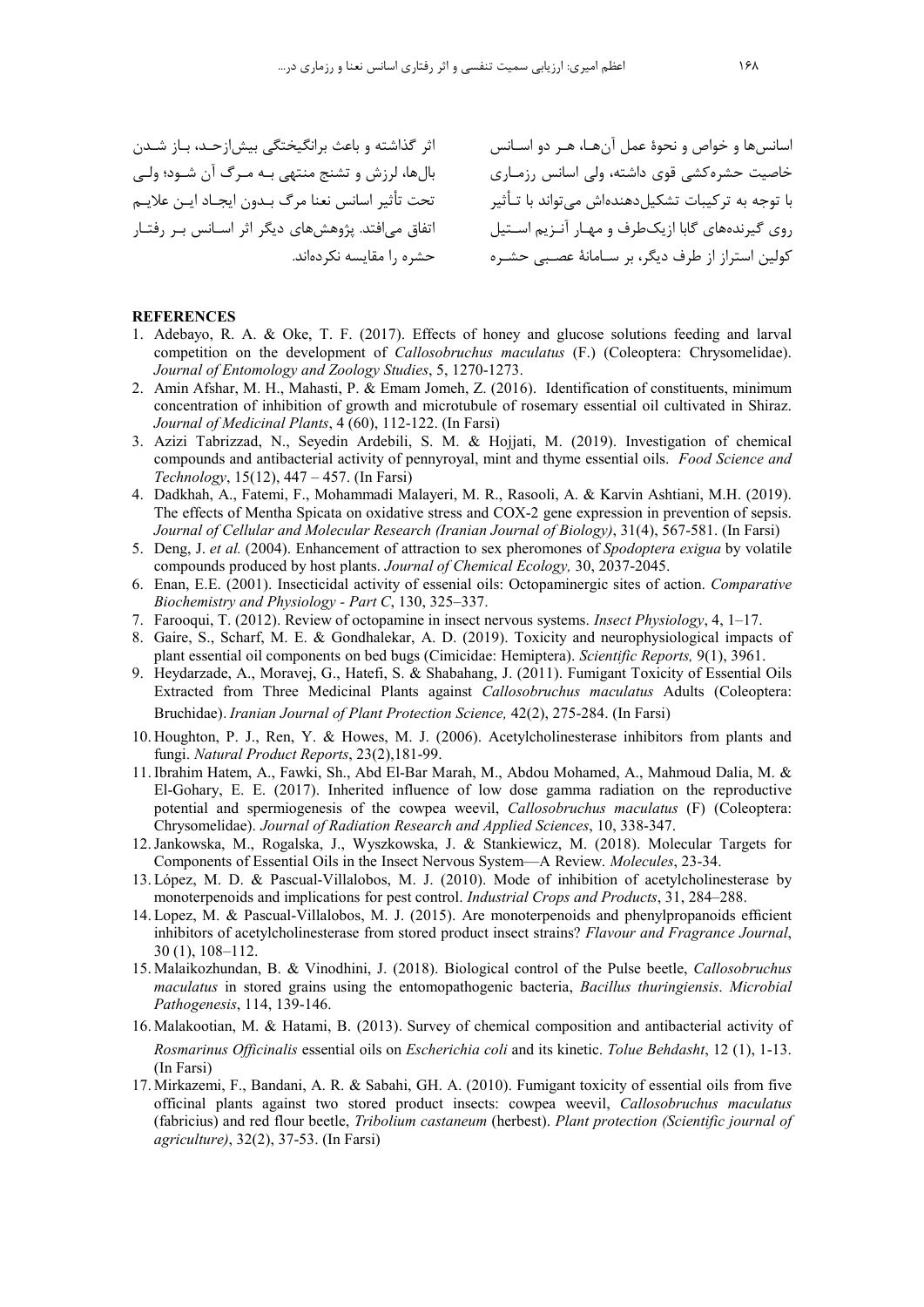اسانس‌ها و خواص و نحوهٔ عمل آن‌ها، هر دو اسانس خاصیت حشره‌کشی قوی داشته، ولی اسانس رزماری با توجه به ترکیبات تشکیل‌دهنده‌اش می‌تواند با تأثیر روی گیرنده‌های گابا ازیک‌طرف و مهار آنزیم استیل کولین استراز از طرف دیگر، بر سامانهٔ عصبی حشره اثر گذاشته و باعث برانگیختگی بیش‌ازحد، باز شدن بال‌ها، لرزش و تشنج منتهی به مرگ آن شود؛ ولی تحت تأثیر اسانس نعنا مرگ بدون ایجاد این علایم اتفاق می‌افتد. پژوهش‌های دیگر اثر اسانس بر رفتار حشره را مقایسه نکرده‌اند.

## REFERENCES

1. Adebayo, R. A. & Oke, T. F. (2017). Effects of honey and glucose solutions feeding and larval competition on the development of *Callosobruchus maculatus* (F.) (Coleoptera: Chrysomelidae). *Journal of Entomology and Zoology Studies*, 5, 1270-1273.
2. Amin Afshar, M. H., Mahasti, P. & Emam Jomeh, Z. (2016). Identification of constituents, minimum concentration of inhibition of growth and microtubule of rosemary essential oil cultivated in Shiraz. *Journal of Medicinal Plants*, 4 (60), 112-122. (In Farsi)
3. Azizi Tabrizzad, N., Seyedin Ardebili, S. M. & Hojjati, M. (2019). Investigation of chemical compounds and antibacterial activity of pennyroyal, mint and thyme essential oils. *Food Science and Technology*, 15(12), 447 – 457. (In Farsi)
4. Dadkhah, A., Fatemi, F., Mohammadi Malayeri, M. R., Rasooli, A. & Karvin Ashtiani, M.H. (2019). The effects of Mentha Spicata on oxidative stress and COX-2 gene expression in prevention of sepsis. *Journal of Cellular and Molecular Research (Iranian Journal of Biology)*, 31(4), 567-581. (In Farsi)
5. Deng, J. *et al.* (2004). Enhancement of attraction to sex pheromones of *Spodoptera exigua* by volatile compounds produced by host plants. *Journal of Chemical Ecology,* 30, 2037-2045.
6. Enan, E.E. (2001). Insecticidal activity of essenial oils: Octopaminergic sites of action. *Comparative Biochemistry and Physiology - Part C*, 130, 325–337.
7. Farooqui, T. (2012). Review of octopamine in insect nervous systems. *Insect Physiology*, 4, 1–17.
8. Gaire, S., Scharf, M. E. & Gondhalekar, A. D. (2019). Toxicity and neurophysiological impacts of plant essential oil components on bed bugs (Cimicidae: Hemiptera). *Scientific Reports,* 9(1), 3961.
9. Heydarzade, A., Moravej, G., Hatefi, S. & Shabahang, J. (2011). Fumigant Toxicity of Essential Oils Extracted from Three Medicinal Plants against *Callosobruchus maculatus* Adults (Coleoptera: Bruchidae). *Iranian Journal of Plant Protection Science,* 42(2), 275-284. (In Farsi)
10. Houghton, P. J., Ren, Y. & Howes, M. J. (2006). Acetylcholinesterase inhibitors from plants and fungi. *Natural Product Reports*, 23(2),181-99.
11. Ibrahim Hatem, A., Fawki, Sh., Abd El-Bar Marah, M., Abdou Mohamed, A., Mahmoud Dalia, M. & El-Gohary, E. E. (2017). Inherited influence of low dose gamma radiation on the reproductive potential and spermiogenesis of the cowpea weevil, *Callosobruchus maculatus* (F) (Coleoptera: Chrysomelidae). *Journal of Radiation Research and Applied Sciences*, 10, 338-347.
12. Jankowska, M., Rogalska, J., Wyszkowska, J. & Stankiewicz, M. (2018). Molecular Targets for Components of Essential Oils in the Insect Nervous System—A Review. *Molecules*, 23-34.
13. López, M. D. & Pascual-Villalobos, M. J. (2010). Mode of inhibition of acetylcholinesterase by monoterpenoids and implications for pest control. *Industrial Crops and Products*, 31, 284–288.
14. Lopez, M. & Pascual-Villalobos, M. J. (2015). Are monoterpenoids and phenylpropanoids efficient inhibitors of acetylcholinesterase from stored product insect strains? *Flavour and Fragrance Journal*, 30 (1), 108–112.
15. Malaikozhundan, B. & Vinodhini, J. (2018). Biological control of the Pulse beetle, *Callosobruchus maculatus* in stored grains using the entomopathogenic bacteria, *Bacillus thuringiensis*. *Microbial Pathogenesis*, 114, 139-146.
16. Malakootian, M. & Hatami, B. (2013). Survey of chemical composition and antibacterial activity of *Rosmarinus Officinalis* essential oils on *Escherichia coli* and its kinetic. *Tolue Behdasht*, 12 (1), 1-13. (In Farsi)
17. Mirkazemi, F., Bandani, A. R. & Sabahi, GH. A. (2010). Fumigant toxicity of essential oils from five officinal plants against two stored product insects: cowpea weevil, *Callosobruchus maculatus* (fabricius) and red flour beetle, *Tribolium castaneum* (herbest). *Plant protection (Scientific journal of agriculture)*, 32(2), 37-53. (In Farsi)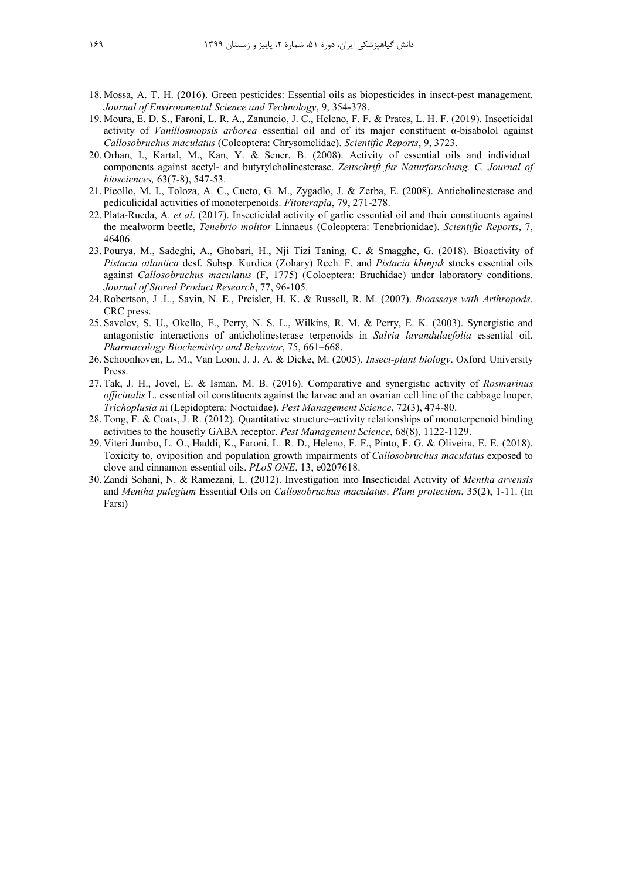18. Mossa, A. T. H. (2016). Green pesticides: Essential oils as biopesticides in insect-pest management. *Journal of Environmental Science and Technology*, 9, 354-378.
19. Moura, E. D. S., Faroni, L. R. A., Zanuncio, J. C., Heleno, F. F. & Prates, L. H. F. (2019). Insecticidal activity of *Vanillosmopsis arborea* essential oil and of its major constituent α-bisabolol against *Callosobruchus maculatus* (Coleoptera: Chrysomelidae). *Scientific Reports*, 9, 3723.
20. Orhan, I., Kartal, M., Kan, Y. & Sener, B. (2008). Activity of essential oils and individual components against acetyl- and butyrylcholinesterase. *Zeitschrift fur Naturforschung. C, Journal of biosciences,* 63(7-8), 547-53.
21. Picollo, M. I., Toloza, A. C., Cueto, G. M., Zygadlo, J. & Zerba, E. (2008). Anticholinesterase and pediculicidal activities of monoterpenoids. *Fitoterapia*, 79, 271-278.
22. Plata-Rueda, A. *et al*. (2017). Insecticidal activity of garlic essential oil and their constituents against the mealworm beetle, *Tenebrio molitor* Linnaeus (Coleoptera: Tenebrionidae). *Scientific Reports*, 7, 46406.
23. Pourya, M., Sadeghi, A., Ghobari, H., Nji Tizi Taning, C. & Smagghe, G. (2018). Bioactivity of *Pistacia atlantica* desf. Subsp. Kurdica (Zohary) Rech. F. and *Pistacia khinjuk* stocks essential oils against *Callosobruchus maculatus* (F, 1775) (Coloeptera: Bruchidae) under laboratory conditions. *Journal of Stored Product Research*, 77, 96-105.
24. Robertson, J .L., Savin, N. E., Preisler, H. K. & Russell, R. M. (2007). *Bioassays with Arthropods*. CRC press.
25. Savelev, S. U., Okello, E., Perry, N. S. L., Wilkins, R. M. & Perry, E. K. (2003). Synergistic and antagonistic interactions of anticholinesterase terpenoids in *Salvia lavandulaefolia* essential oil. *Pharmacology Biochemistry and Behavior*, 75, 661–668.
26. Schoonhoven, L. M., Van Loon, J. J. A. & Dicke, M. (2005). *Insect-plant biology*. Oxford University Press.
27. Tak, J. H., Jovel, E. & Isman, M. B. (2016). Comparative and synergistic activity of *Rosmarinus officinalis* L. essential oil constituents against the larvae and an ovarian cell line of the cabbage looper, *Trichoplusia n*i (Lepidoptera: Noctuidae). *Pest Management Science*, 72(3), 474-80.
28. Tong, F. & Coats, J. R. (2012). Quantitative structure–activity relationships of monoterpenoid binding activities to the housefly GABA receptor. *Pest Management Science*, 68(8), 1122-1129.
29. Viteri Jumbo, L. O., Haddi, K., Faroni, L. R. D., Heleno, F. F., Pinto, F. G. & Oliveira, E. E. (2018). Toxicity to, oviposition and population growth impairments of *Callosobruchus maculatus* exposed to clove and cinnamon essential oils. *PLoS ONE*, 13, e0207618.
30. Zandi Sohani, N. & Ramezani, L. (2012). Investigation into Insecticidal Activity of *Mentha arvensis* and *Mentha pulegium* Essential Oils on *Callosobruchus maculatus*. *Plant protection*, 35(2), 1-11. (In Farsi)